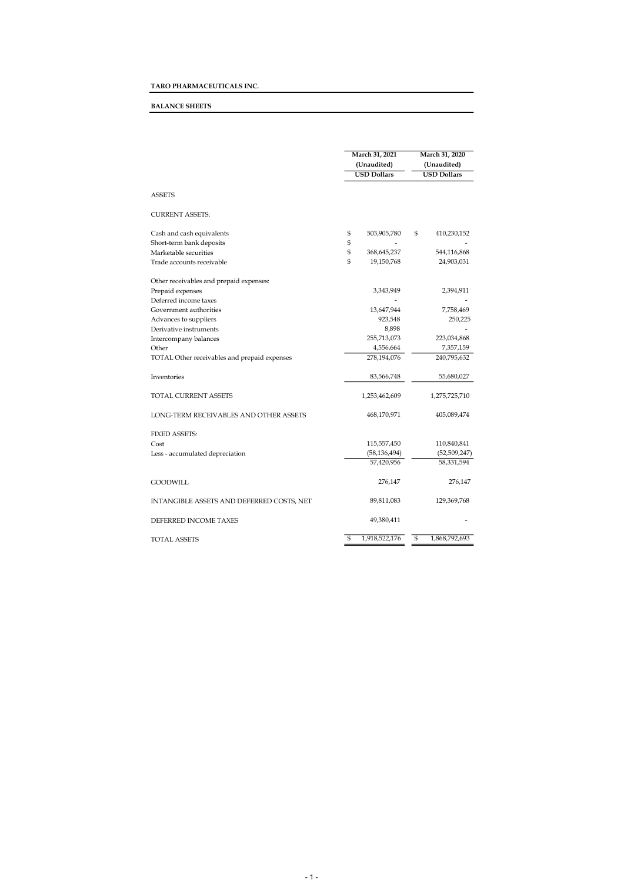**TARO PHARMACEUTICALS INC.**

**BALANCE SHEETS**

| | March 31, 2021 (Unaudited) USD Dollars | March 31, 2020 (Unaudited) USD Dollars |
|---|---|---|
| ASSETS | | |
| CURRENT ASSETS: | | |
| Cash and cash equivalents | $ 503,905,780 | $ 410,230,152 |
| Short-term bank deposits | $ - | - |
| Marketable securities | $ 368,645,237 | 544,116,868 |
| Trade accounts receivable | $ 19,150,768 | 24,903,031 |
| Other receivables and prepaid expenses: | | |
| Prepaid expenses | 3,343,949 | 2,394,911 |
| Deferred income taxes | - | - |
| Government authorities | 13,647,944 | 7,758,469 |
| Advances to suppliers | 923,548 | 250,225 |
| Derivative instruments | 8,898 | - |
| Intercompany balances | 255,713,073 | 223,034,868 |
| Other | 4,556,664 | 7,357,159 |
| TOTAL Other receivables and prepaid expenses | 278,194,076 | 240,795,632 |
| Inventories | 83,566,748 | 55,680,027 |
| TOTAL CURRENT ASSETS | 1,253,462,609 | 1,275,725,710 |
| LONG-TERM RECEIVABLES AND OTHER ASSETS | 468,170,971 | 405,089,474 |
| FIXED ASSETS: | | |
| Cost | 115,557,450 | 110,840,841 |
| Less - accumulated depreciation | (58,136,494) | (52,509,247) |
| | 57,420,956 | 58,331,594 |
| GOODWILL | 276,147 | 276,147 |
| INTANGIBLE ASSETS AND DEFERRED COSTS, NET | 89,811,083 | 129,369,768 |
| DEFERRED INCOME TAXES | 49,380,411 | - |
| TOTAL ASSETS | $ 1,918,522,176 | $ 1,868,792,693 |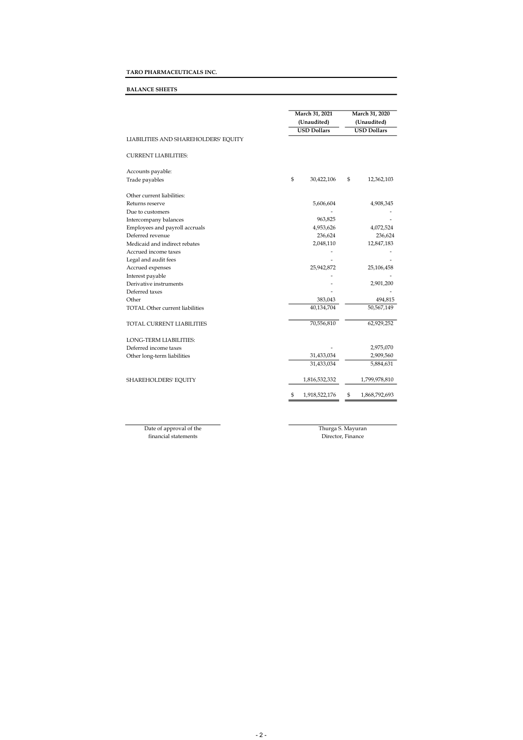**TARO PHARMACEUTICALS INC.**

**BALANCE SHEETS**

| | March 31, 2021 (Unaudited) USD Dollars | March 31, 2020 (Unaudited) USD Dollars |
|---|---|---|
| LIABILITIES AND SHAREHOLDERS' EQUITY | | |
| CURRENT LIABILITIES: | | |
| Accounts payable: | | |
| Trade payables | $ 30,422,106 | $ 12,362,103 |
| Other current liabilities: | | |
| Returns reserve | 5,606,604 | 4,908,345 |
| Due to customers | - | - |
| Intercompany balances | 963,825 | - |
| Employees and payroll accruals | 4,953,626 | 4,072,524 |
| Deferred revenue | 236,624 | 236,624 |
| Medicaid and indirect rebates | 2,048,110 | 12,847,183 |
| Accrued income taxes | - | - |
| Legal and audit fees | - | - |
| Accrued expenses | 25,942,872 | 25,106,458 |
| Interest payable | - | - |
| Derivative instruments | - | 2,901,200 |
| Deferred taxes | - | - |
| Other | 383,043 | 494,815 |
| TOTAL Other current liabilities | 40,134,704 | 50,567,149 |
| TOTAL CURRENT LIABILITIES | 70,556,810 | 62,929,252 |
| LONG-TERM LIABILITIES: | | |
| Deferred income taxes | - | 2,975,070 |
| Other long-term liabilities | 31,433,034 | 2,909,560 |
| | 31,433,034 | 5,884,631 |
| SHAREHOLDERS' EQUITY | 1,816,532,332 | 1,799,978,810 |
| | $ 1,918,522,176 | $ 1,868,792,693 |

Date of approval of the financial statements

Thurga S. Mayuran
Director, Finance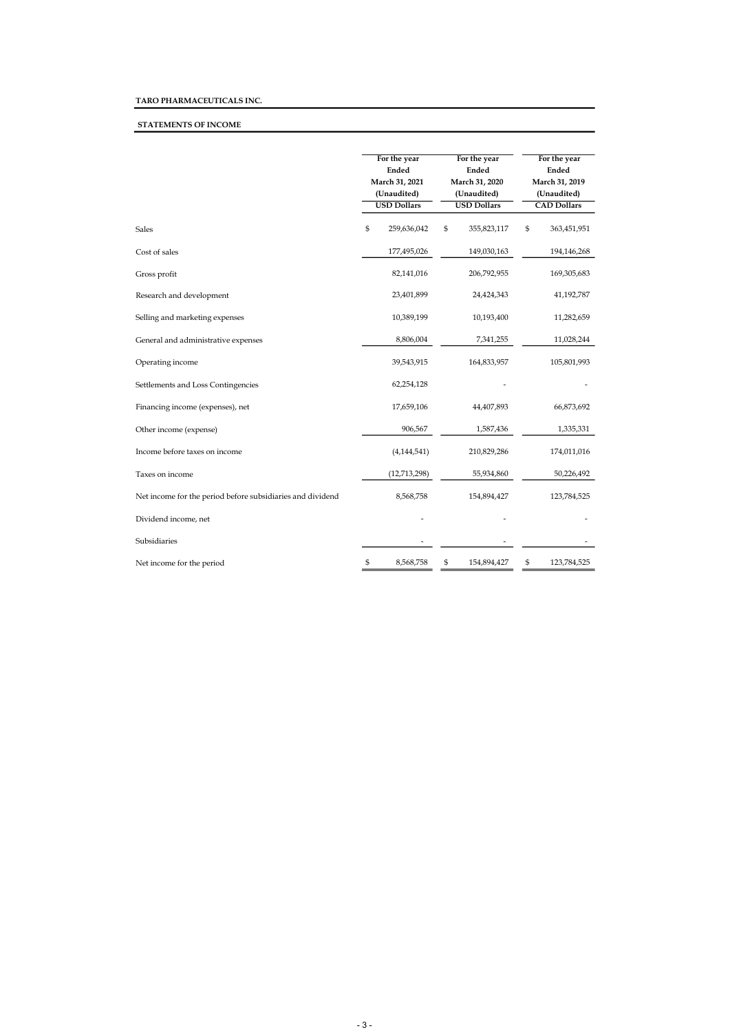**TARO PHARMACEUTICALS INC.**

**STATEMENTS OF INCOME**

| | For the year Ended March 31, 2021 (Unaudited) USD Dollars | For the year Ended March 31, 2020 (Unaudited) USD Dollars | For the year Ended March 31, 2019 (Unaudited) CAD Dollars |
|---|---|---|---|
| Sales | $ 259,636,042 | $ 355,823,117 | $ 363,451,951 |
| Cost of sales | 177,495,026 | 149,030,163 | 194,146,268 |
| Gross profit | 82,141,016 | 206,792,955 | 169,305,683 |
| Research and development | 23,401,899 | 24,424,343 | 41,192,787 |
| Selling and marketing expenses | 10,389,199 | 10,193,400 | 11,282,659 |
| General and administrative expenses | 8,806,004 | 7,341,255 | 11,028,244 |
| Operating income | 39,543,915 | 164,833,957 | 105,801,993 |
| Settlements and Loss Contingencies | 62,254,128 | - | - |
| Financing income (expenses), net | 17,659,106 | 44,407,893 | 66,873,692 |
| Other income (expense) | 906,567 | 1,587,436 | 1,335,331 |
| Income before taxes on income | (4,144,541) | 210,829,286 | 174,011,016 |
| Taxes on income | (12,713,298) | 55,934,860 | 50,226,492 |
| Net income for the period before subsidiaries and dividend | 8,568,758 | 154,894,427 | 123,784,525 |
| Dividend income, net | - | - | - |
| Subsidiaries | - | - | - |
| Net income for the period | $ 8,568,758 | $ 154,894,427 | $ 123,784,525 |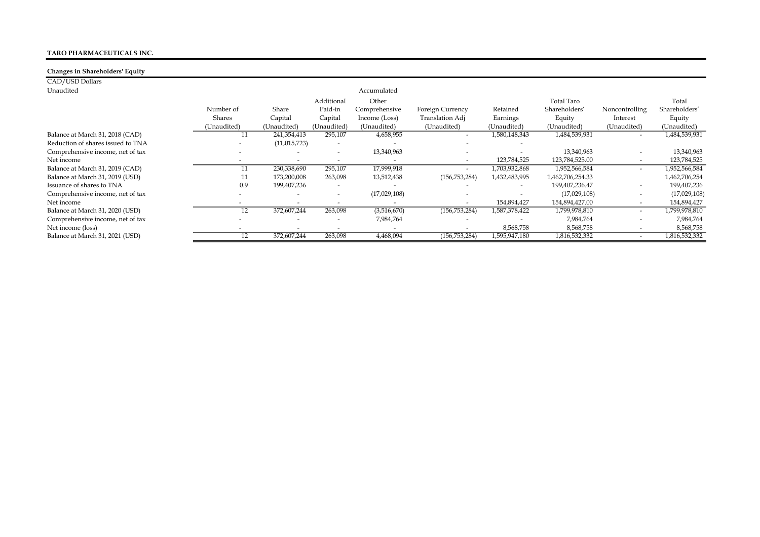**TARO PHARMACEUTICALS INC.**

**Changes in Shareholders' Equity**

CAD/USD Dollars

Unaudited

| | Number of Shares (Unaudited) | Share Capital (Unaudited) | Additional Paid-in Capital (Unaudited) | Accumulated Other Comprehensive Income (Loss) (Unaudited) | Foreign Currency Translation Adj (Unaudited) | Retained Earnings (Unaudited) | Total Taro Shareholders' Equity (Unaudited) | Noncontrolling Interest (Unaudited) | Total Shareholders' Equity (Unaudited) |
|---|---|---|---|---|---|---|---|---|---|
| Balance at March 31, 2018 (CAD) | 11 | 241,354,413 | 295,107 | 4,658,955 | - | 1,580,148,343 | 1,484,539,931 | - | 1,484,539,931 |
| Reduction of shares issued to TNA | - | (11,015,723) | - | - | - | - | | | |
| Comprehensive income, net of tax | - | - | - | 13,340,963 | - | - | 13,340,963 | - | 13,340,963 |
| Net income | - | - | - | - | - | 123,784,525 | 123,784,525.00 | - | 123,784,525 |
| Balance at March 31, 2019 (CAD) | 11 | 230,338,690 | 295,107 | 17,999,918 | - | 1,703,932,868 | 1,952,566,584 | - | 1,952,566,584 |
| Balance at March 31, 2019 (USD) | 11 | 173,200,008 | 263,098 | 13,512,438 | (156,753,284) | 1,432,483,995 | 1,462,706,254.33 | | 1,462,706,254 |
| Issuance of shares to TNA | 0.9 | 199,407,236 | - | - | - | - | 199,407,236.47 | - | 199,407,236 |
| Comprehensive income, net of tax | - | - | - | (17,029,108) | - | - | (17,029,108) | - | (17,029,108) |
| Net income | - | - | - | - | - | 154,894,427 | 154,894,427.00 | - | 154,894,427 |
| Balance at March 31, 2020 (USD) | 12 | 372,607,244 | 263,098 | (3,516,670) | (156,753,284) | 1,587,378,422 | 1,799,978,810 | - | 1,799,978,810 |
| Comprehensive income, net of tax | - | - | - | 7,984,764 | - | - | 7,984,764 | - | 7,984,764 |
| Net income (loss) | - | - | - | - | - | 8,568,758 | 8,568,758 | - | 8,568,758 |
| Balance at March 31, 2021 (USD) | 12 | 372,607,244 | 263,098 | 4,468,094 | (156,753,284) | 1,595,947,180 | 1,816,532,332 | - | 1,816,532,332 |